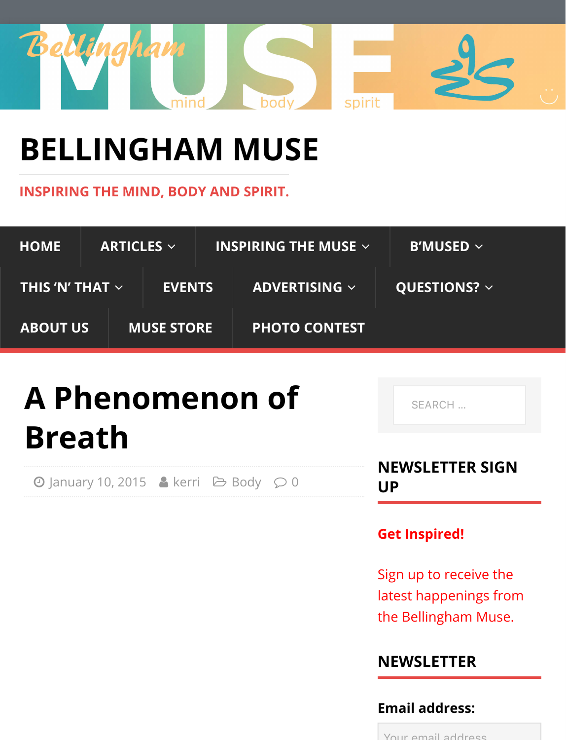# BELLINGHAM MUSE

INSPIRING THE MIND, BODY AND SPIRIT.

HOME | ARTICLES | INSPIRING THE MUSE | B'MUSED | THIS 'N' THAT | EVENTS | ADVERTISING | QUESTIONS? | ABOUT US | MUSE STORE | PHOTO CONTEST

# A Phenomenon of Breath

January 10, 2015 kerri Body 0

SEARCH ...

## NEWSLETTER SIGN UP

**Get Inspired!**

Sign up to receive the latest happenings from the Bellingham Muse.

## NEWSLETTER

**Email address:**

Your email address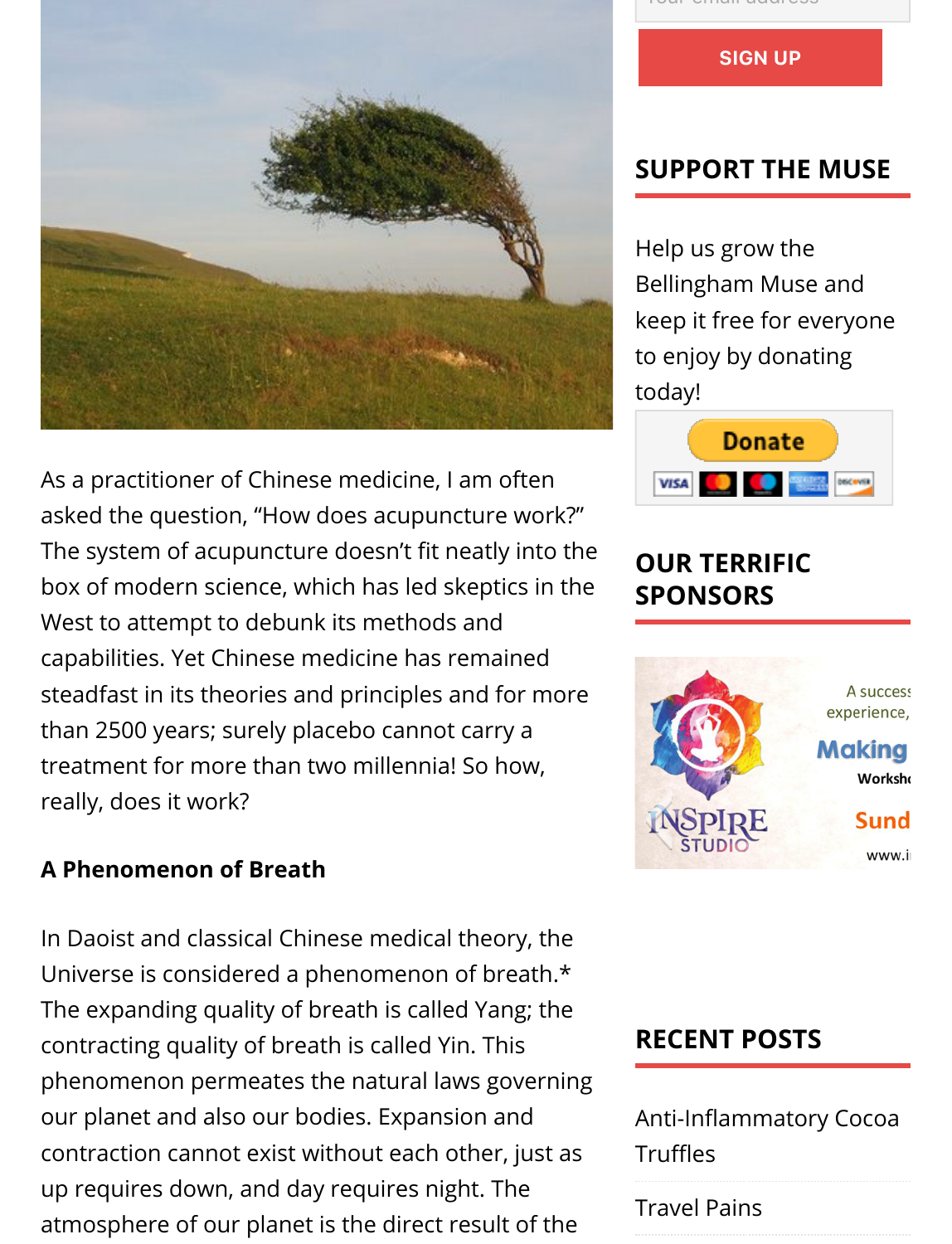SIGN UP

## SUPPORT THE MUSE

Help us grow the Bellingham Muse and keep it free for everyone to enjoy by donating today!

Donate

## OUR TERRIFIC SPONSORS

As a practitioner of Chinese medicine, I am often asked the question, "How does acupuncture work?" The system of acupuncture doesn't fit neatly into the box of modern science, which has led skeptics in the West to attempt to debunk its methods and capabilities. Yet Chinese medicine has remained steadfast in its theories and principles and for more than 2500 years; surely placebo cannot carry a treatment for more than two millennia! So how, really, does it work?

**A Phenomenon of Breath**

In Daoist and classical Chinese medical theory, the Universe is considered a phenomenon of breath.* The expanding quality of breath is called Yang; the contracting quality of breath is called Yin. This phenomenon permeates the natural laws governing our planet and also our bodies. Expansion and contraction cannot exist without each other, just as up requires down, and day requires night. The atmosphere of our planet is the direct result of the

## RECENT POSTS

Anti-Inflammatory Cocoa Truffles

Travel Pains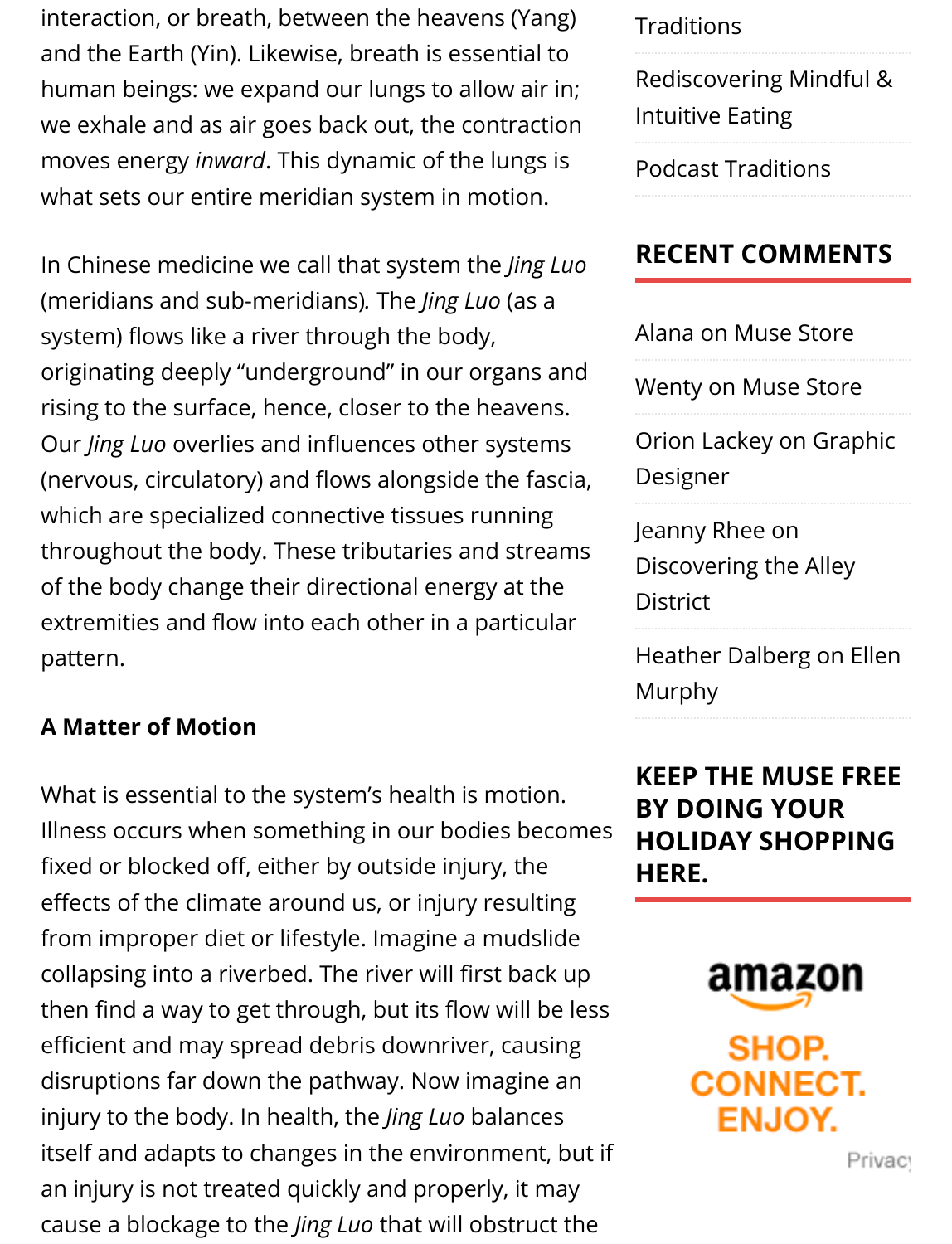interaction, or breath, between the heavens (Yang) and the Earth (Yin). Likewise, breath is essential to human beings: we expand our lungs to allow air in; we exhale and as air goes back out, the contraction moves energy *inward*. This dynamic of the lungs is what sets our entire meridian system in motion.

In Chinese medicine we call that system the *Jing Luo* (meridians and sub-meridians). The *Jing Luo* (as a system) flows like a river through the body, originating deeply "underground" in our organs and rising to the surface, hence, closer to the heavens. Our *Jing Luo* overlies and influences other systems (nervous, circulatory) and flows alongside the fascia, which are specialized connective tissues running throughout the body. These tributaries and streams of the body change their directional energy at the extremities and flow into each other in a particular pattern.

**A Matter of Motion**

What is essential to the system's health is motion. Illness occurs when something in our bodies becomes fixed or blocked off, either by outside injury, the effects of the climate around us, or injury resulting from improper diet or lifestyle. Imagine a mudslide collapsing into a riverbed. The river will first back up then find a way to get through, but its flow will be less efficient and may spread debris downriver, causing disruptions far down the pathway. Now imagine an injury to the body. In health, the *Jing Luo* balances itself and adapts to changes in the environment, but if an injury is not treated quickly and properly, it may cause a blockage to the *Jing Luo* that will obstruct the

Traditions

Rediscovering Mindful & Intuitive Eating

Podcast Traditions

## RECENT COMMENTS

Alana on Muse Store

Wenty on Muse Store

Orion Lackey on Graphic Designer

Jeanny Rhee on Discovering the Alley District

Heather Dalberg on Ellen Murphy

## KEEP THE MUSE FREE BY DOING YOUR HOLIDAY SHOPPING HERE.

amazon

SHOP. CONNECT. ENJOY.

Privacy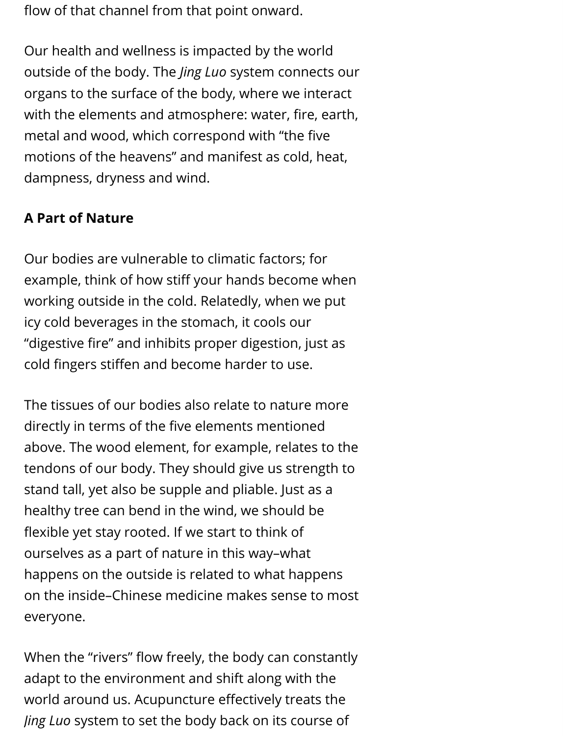flow of that channel from that point onward.

Our health and wellness is impacted by the world outside of the body. The *Jing Luo* system connects our organs to the surface of the body, where we interact with the elements and atmosphere: water, fire, earth, metal and wood, which correspond with "the five motions of the heavens" and manifest as cold, heat, dampness, dryness and wind.

**A Part of Nature**

Our bodies are vulnerable to climatic factors; for example, think of how stiff your hands become when working outside in the cold. Relatedly, when we put icy cold beverages in the stomach, it cools our "digestive fire" and inhibits proper digestion, just as cold fingers stiffen and become harder to use.

The tissues of our bodies also relate to nature more directly in terms of the five elements mentioned above. The wood element, for example, relates to the tendons of our body. They should give us strength to stand tall, yet also be supple and pliable. Just as a healthy tree can bend in the wind, we should be flexible yet stay rooted. If we start to think of ourselves as a part of nature in this way–what happens on the outside is related to what happens on the inside–Chinese medicine makes sense to most everyone.

When the "rivers" flow freely, the body can constantly adapt to the environment and shift along with the world around us. Acupuncture effectively treats the *Jing Luo* system to set the body back on its course of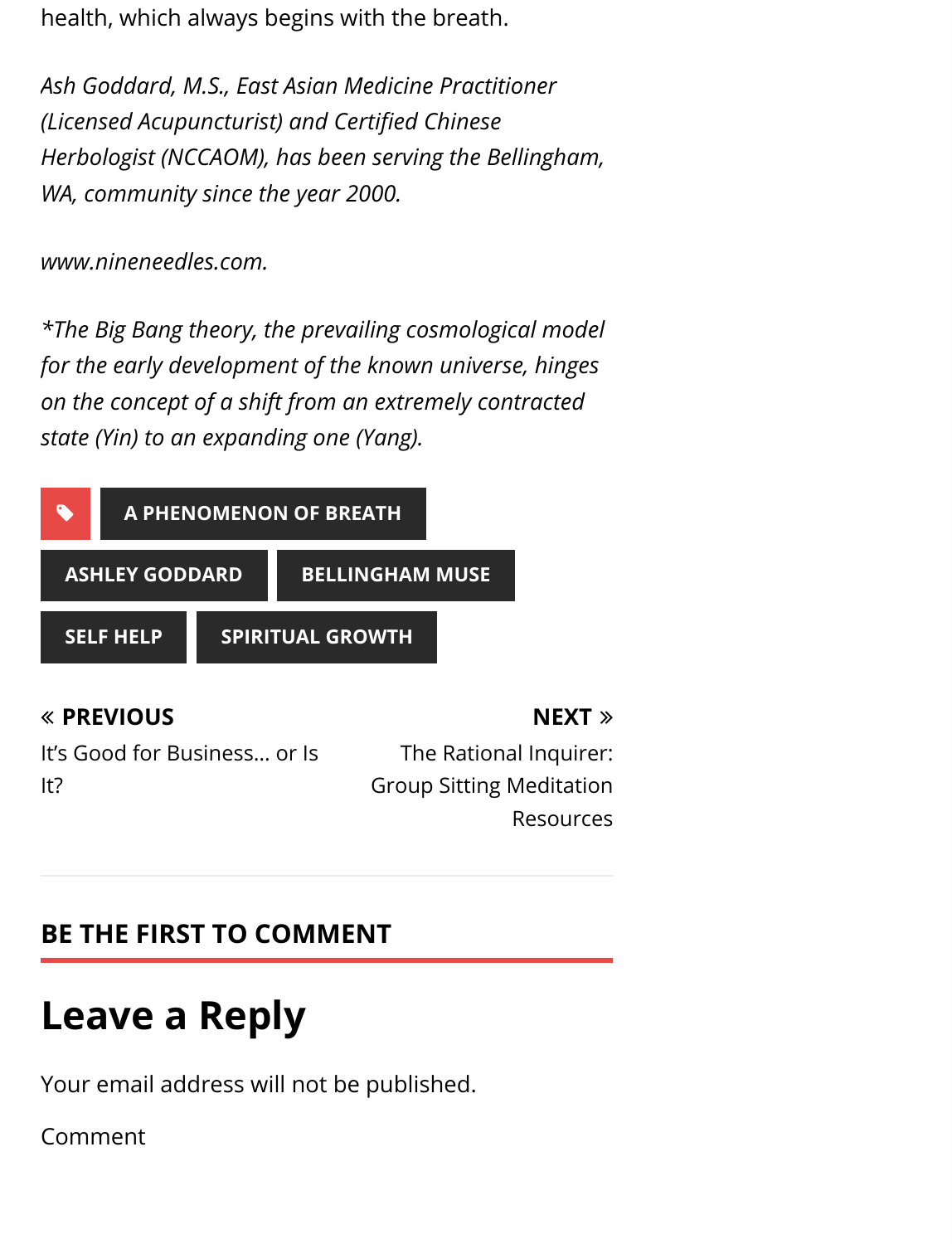health, which always begins with the breath.

*Ash Goddard, M.S., East Asian Medicine Practitioner (Licensed Acupuncturist) and Certified Chinese Herbologist (NCCAOM), has been serving the Bellingham, WA, community since the year 2000.*

*www.nineneedles.com.*

**The Big Bang theory, the prevailing cosmological model for the early development of the known universe, hinges on the concept of a shift from an extremely contracted state (Yin) to an expanding one (Yang).*

**A PHENOMENON OF BREATH** **ASHLEY GODDARD** **BELLINGHAM MUSE** **SELF HELP** **SPIRITUAL GROWTH**

**« PREVIOUS**
It's Good for Business… or Is It?

**NEXT »**
The Rational Inquirer: Group Sitting Meditation Resources

## BE THE FIRST TO COMMENT

# Leave a Reply

Your email address will not be published.

Comment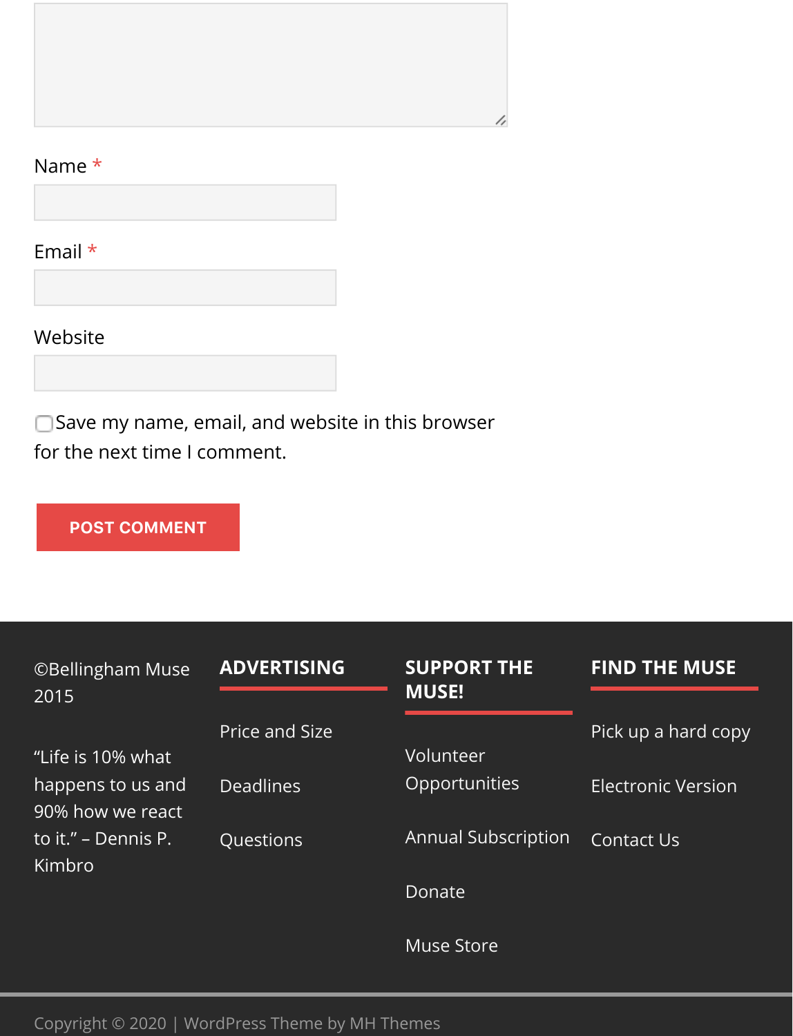Name *

Email *

Website

Save my name, email, and website in this browser for the next time I comment.

POST COMMENT

©Bellingham Muse 2015

"Life is 10% what happens to us and 90% how we react to it." – Dennis P. Kimbro

## ADVERTISING

Price and Size

Deadlines

Questions

## SUPPORT THE MUSE!

Volunteer Opportunities

Annual Subscription

Donate

Muse Store

## FIND THE MUSE

Pick up a hard copy

Electronic Version

Contact Us

Copyright © 2020 | WordPress Theme by MH Themes